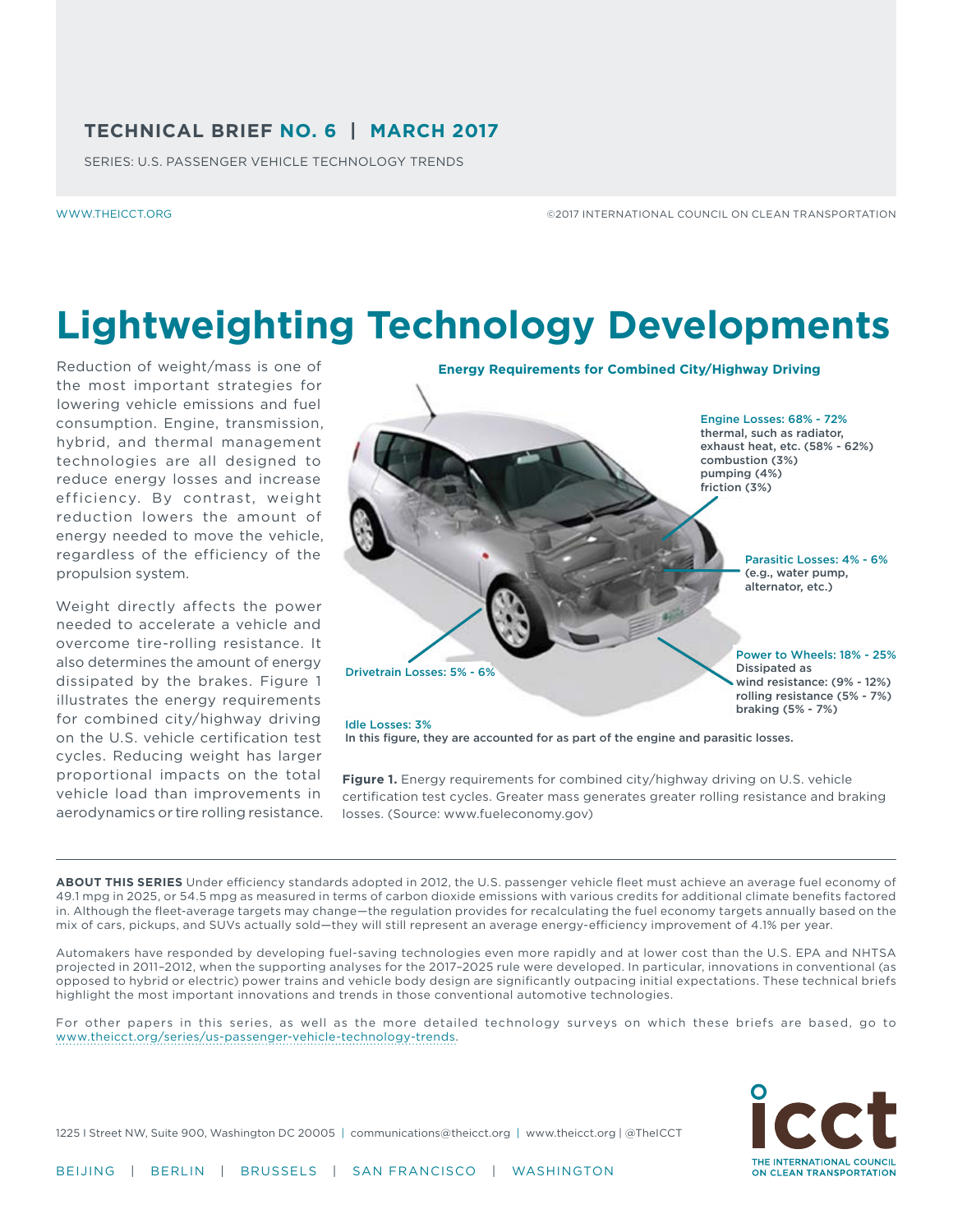**TECHNICAL BRIEF NO. 6 | MARCH 2017**

SERIES: U.S. PASSENGER VEHICLE TECHNOLOGY TRENDS

WWW.THEICCT.ORG

©2017 INTERNATIONAL COUNCIL ON CLEAN TRANSPORTATION

# Lightweighting Technology Developments

Reduction of weight/mass is one of the most important strategies for lowering vehicle emissions and fuel consumption. Engine, transmission, hybrid, and thermal management technologies are all designed to reduce energy losses and increase efficiency. By contrast, weight reduction lowers the amount of energy needed to move the vehicle, regardless of the efficiency of the propulsion system.

Weight directly affects the power needed to accelerate a vehicle and overcome tire-rolling resistance. It also determines the amount of energy dissipated by the brakes. Figure 1 illustrates the energy requirements for combined city/highway driving on the U.S. vehicle certification test cycles. Reducing weight has larger proportional impacts on the total vehicle load than improvements in aerodynamics or tire rolling resistance.

**Energy Requirements for Combined City/Highway Driving**

**Engine Losses: 68% - 72%**
thermal, such as radiator, exhaust heat, etc. (58% - 62%)
combustion (3%)
pumping (4%)
friction (3%)

**Parasitic Losses: 4% - 6%**
(e.g., water pump, alternator, etc.)

**Power to Wheels: 18% - 25%**
Dissipated as
wind resistance: (9% - 12%)
rolling resistance (5% - 7%)
braking (5% - 7%)

**Drivetrain Losses: 5% - 6%**

**Idle Losses: 3%**
In this figure, they are accounted for as part of the engine and parasitic losses.

**Figure 1.** Energy requirements for combined city/highway driving on U.S. vehicle certification test cycles. Greater mass generates greater rolling resistance and braking losses. (Source: www.fueleconomy.gov)

---

**ABOUT THIS SERIES** Under efficiency standards adopted in 2012, the U.S. passenger vehicle fleet must achieve an average fuel economy of 49.1 mpg in 2025, or 54.5 mpg as measured in terms of carbon dioxide emissions with various credits for additional climate benefits factored in. Although the fleet-average targets may change—the regulation provides for recalculating the fuel economy targets annually based on the mix of cars, pickups, and SUVs actually sold—they will still represent an average energy-efficiency improvement of 4.1% per year.

Automakers have responded by developing fuel-saving technologies even more rapidly and at lower cost than the U.S. EPA and NHTSA projected in 2011–2012, when the supporting analyses for the 2017–2025 rule were developed. In particular, innovations in conventional (as opposed to hybrid or electric) power trains and vehicle body design are significantly outpacing initial expectations. These technical briefs highlight the most important innovations and trends in those conventional automotive technologies.

For other papers in this series, as well as the more detailed technology surveys on which these briefs are based, go to www.theicct.org/series/us-passenger-vehicle-technology-trends.

1225 I Street NW, Suite 900, Washington DC 20005 | communications@theicct.org | www.theicct.org | @TheICCT

BEIJING | BERLIN | BRUSSELS | SAN FRANCISCO | WASHINGTON

icct THE INTERNATIONAL COUNCIL ON CLEAN TRANSPORTATION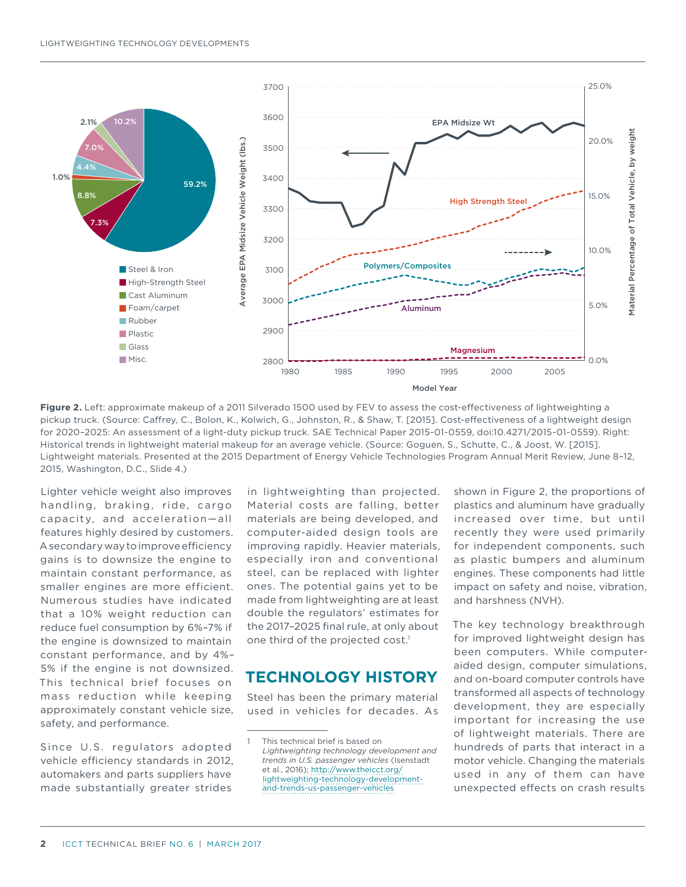**Figure 2.** Left: approximate makeup of a 2011 Silverado 1500 used by FEV to assess the cost-effectiveness of lightweighting a pickup truck. (Source: Caffrey, C., Bolon, K., Kolwich, G., Johnston, R., & Shaw, T. [2015]. Cost-effectiveness of a lightweight design for 2020–2025: An assessment of a light-duty pickup truck. SAE Technical Paper 2015-01-0559, doi:10.4271/2015-01-0559). Right: Historical trends in lightweight material makeup for an average vehicle. (Source: Goguen, S., Schutte, C., & Joost, W. [2015]. Lightweight materials. Presented at the 2015 Department of Energy Vehicle Technologies Program Annual Merit Review, June 8–12, 2015, Washington, D.C., Slide 4.)

Lighter vehicle weight also improves handling, braking, ride, cargo capacity, and acceleration—all features highly desired by customers. A secondary way to improve efficiency gains is to downsize the engine to maintain constant performance, as smaller engines are more efficient. Numerous studies have indicated that a 10% weight reduction can reduce fuel consumption by 6%–7% if the engine is downsized to maintain constant performance, and by 4%–5% if the engine is not downsized. This technical brief focuses on mass reduction while keeping approximately constant vehicle size, safety, and performance.

Since U.S. regulators adopted vehicle efficiency standards in 2012, automakers and parts suppliers have made substantially greater strides in lightweighting than projected. Material costs are falling, better materials are being developed, and computer-aided design tools are improving rapidly. Heavier materials, especially iron and conventional steel, can be replaced with lighter ones. The potential gains yet to be made from lightweighting are at least double the regulators' estimates for the 2017–2025 final rule, at only about one third of the projected cost.[1]

## TECHNOLOGY HISTORY

Steel has been the primary material used in vehicles for decades. As shown in Figure 2, the proportions of plastics and aluminum have gradually increased over time, but until recently they were used primarily for independent components, such as plastic bumpers and aluminum engines. These components had little impact on safety and noise, vibration, and harshness (NVH).

The key technology breakthrough for improved lightweight design has been computers. While computer-aided design, computer simulations, and on-board computer controls have transformed all aspects of technology development, they are especially important for increasing the use of lightweight materials. There are hundreds of parts that interact in a motor vehicle. Changing the materials used in any of them can have unexpected effects on crash results

---

1 This technical brief is based on *Lightweighting technology development and trends in U.S. passenger vehicles* (Isenstadt et al., 2016); http://www.theicct.org/lightweighting-technology-development-and-trends-us-passenger-vehicles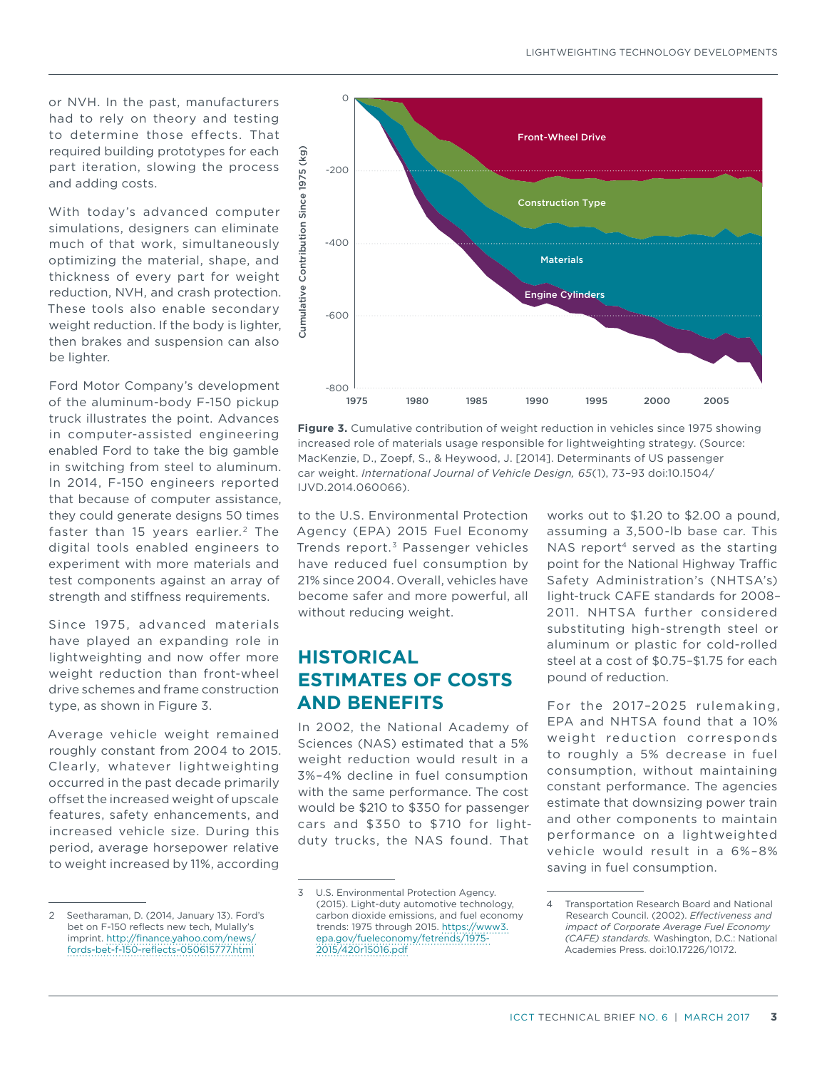or NVH. In the past, manufacturers had to rely on theory and testing to determine those effects. That required building prototypes for each part iteration, slowing the process and adding costs.

With today's advanced computer simulations, designers can eliminate much of that work, simultaneously optimizing the material, shape, and thickness of every part for weight reduction, NVH, and crash protection. These tools also enable secondary weight reduction. If the body is lighter, then brakes and suspension can also be lighter.

Ford Motor Company's development of the aluminum-body F-150 pickup truck illustrates the point. Advances in computer-assisted engineering enabled Ford to take the big gamble in switching from steel to aluminum. In 2014, F-150 engineers reported that because of computer assistance, they could generate designs 50 times faster than 15 years earlier.[2] The digital tools enabled engineers to experiment with more materials and test components against an array of strength and stiffness requirements.

Since 1975, advanced materials have played an expanding role in lightweighting and now offer more weight reduction than front-wheel drive schemes and frame construction type, as shown in Figure 3.

Average vehicle weight remained roughly constant from 2004 to 2015. Clearly, whatever lightweighting occurred in the past decade primarily offset the increased weight of upscale features, safety enhancements, and increased vehicle size. During this period, average horsepower relative to weight increased by 11%, according to the U.S. Environmental Protection Agency (EPA) 2015 Fuel Economy Trends report.[3] Passenger vehicles have reduced fuel consumption by 21% since 2004. Overall, vehicles have become safer and more powerful, all without reducing weight.

**Figure 3.** Cumulative contribution of weight reduction in vehicles since 1975 showing increased role of materials usage responsible for lightweighting strategy. (Source: MacKenzie, D., Zoepf, S., & Heywood, J. [2014]. Determinants of US passenger car weight. *International Journal of Vehicle Design, 65*(1), 73–93 doi:10.1504/IJVD.2014.060066).

## HISTORICAL ESTIMATES OF COSTS AND BENEFITS

In 2002, the National Academy of Sciences (NAS) estimated that a 5% weight reduction would result in a 3%–4% decline in fuel consumption with the same performance. The cost would be $210 to $350 for passenger cars and $350 to $710 for light-duty trucks, the NAS found. That works out to $1.20 to $2.00 a pound, assuming a 3,500-lb base car. This NAS report[4] served as the starting point for the National Highway Traffic Safety Administration's (NHTSA's) light-truck CAFE standards for 2008–2011. NHTSA further considered substituting high-strength steel or aluminum or plastic for cold-rolled steel at a cost of $0.75–$1.75 for each pound of reduction.

For the 2017–2025 rulemaking, EPA and NHTSA found that a 10% weight reduction corresponds to roughly a 5% decrease in fuel consumption, without maintaining constant performance. The agencies estimate that downsizing power train and other components to maintain performance on a lightweighted vehicle would result in a 6%–8% saving in fuel consumption.

2 Seetharaman, D. (2014, January 13). Ford's bet on F-150 reflects new tech, Mulally's imprint. http://finance.yahoo.com/news/fords-bet-f-150-reflects-050615777.html

3 U.S. Environmental Protection Agency. (2015). Light-duty automotive technology, carbon dioxide emissions, and fuel economy trends: 1975 through 2015. https://www3.epa.gov/fueleconomy/fetrends/1975-2015/420r15016.pdf

4 Transportation Research Board and National Research Council. (2002). *Effectiveness and impact of Corporate Average Fuel Economy (CAFE) standards.* Washington, D.C.: National Academies Press. doi:10.17226/10172.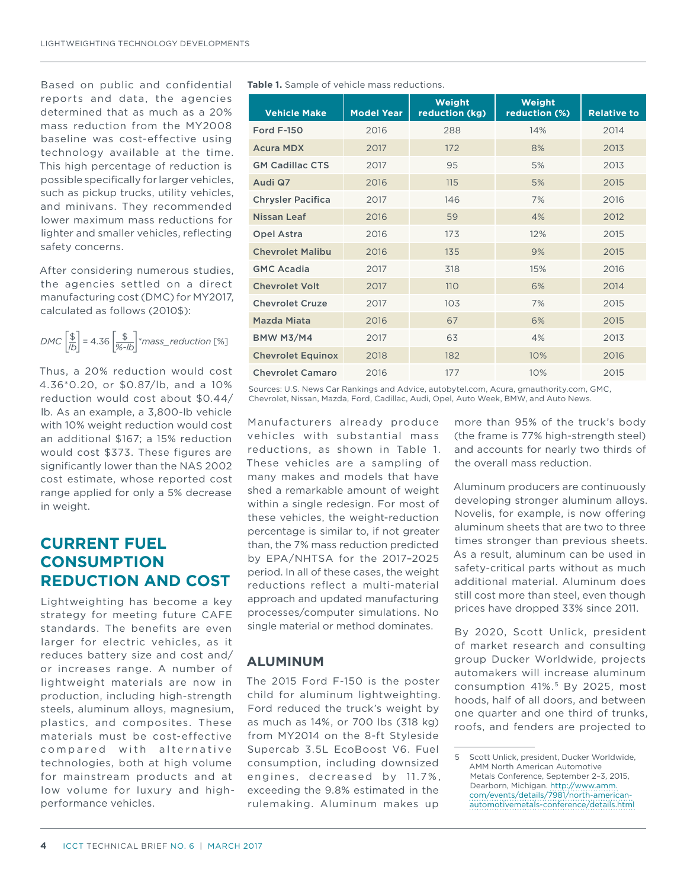Based on public and confidential reports and data, the agencies determined that as much as a 20% mass reduction from the MY2008 baseline was cost-effective using technology available at the time. This high percentage of reduction is possible specifically for larger vehicles, such as pickup trucks, utility vehicles, and minivans. They recommended lower maximum mass reductions for lighter and smaller vehicles, reflecting safety concerns.

After considering numerous studies, the agencies settled on a direct manufacturing cost (DMC) for MY2017, calculated as follows (2010$):

$$DMC\left[\frac{\$}{lb}\right] = 4.36\left[\frac{\$}{\%\text{-}lb}\right] * mass\_reduction\ [\%]$$

Thus, a 20% reduction would cost 4.36*0.20, or $0.87/lb, and a 10% reduction would cost about $0.44/lb. As an example, a 3,800-lb vehicle with 10% weight reduction would cost an additional $167; a 15% reduction would cost $373. These figures are significantly lower than the NAS 2002 cost estimate, whose reported cost range applied for only a 5% decrease in weight.

## CURRENT FUEL CONSUMPTION REDUCTION AND COST

Lightweighting has become a key strategy for meeting future CAFE standards. The benefits are even larger for electric vehicles, as it reduces battery size and cost and/or increases range. A number of lightweight materials are now in production, including high-strength steels, aluminum alloys, magnesium, plastics, and composites. These materials must be cost-effective compared with alternative technologies, both at high volume for mainstream products and at low volume for luxury and high-performance vehicles.

**Table 1.** Sample of vehicle mass reductions.

| Vehicle Make | Model Year | Weight reduction (kg) | Weight reduction (%) | Relative to |
|---|---|---|---|---|
| Ford F-150 | 2016 | 288 | 14% | 2014 |
| Acura MDX | 2017 | 172 | 8% | 2013 |
| GM Cadillac CTS | 2017 | 95 | 5% | 2013 |
| Audi Q7 | 2016 | 115 | 5% | 2015 |
| Chrysler Pacifica | 2017 | 146 | 7% | 2016 |
| Nissan Leaf | 2016 | 59 | 4% | 2012 |
| Opel Astra | 2016 | 173 | 12% | 2015 |
| Chevrolet Malibu | 2016 | 135 | 9% | 2015 |
| GMC Acadia | 2017 | 318 | 15% | 2016 |
| Chevrolet Volt | 2017 | 110 | 6% | 2014 |
| Chevrolet Cruze | 2017 | 103 | 7% | 2015 |
| Mazda Miata | 2016 | 67 | 6% | 2015 |
| BMW M3/M4 | 2017 | 63 | 4% | 2013 |
| Chevrolet Equinox | 2018 | 182 | 10% | 2016 |
| Chevrolet Camaro | 2016 | 177 | 10% | 2015 |

Sources: U.S. News Car Rankings and Advice, autobytel.com, Acura, gmauthority.com, GMC, Chevrolet, Nissan, Mazda, Ford, Cadillac, Audi, Opel, Auto Week, BMW, and Auto News.

Manufacturers already produce vehicles with substantial mass reductions, as shown in Table 1. These vehicles are a sampling of many makes and models that have shed a remarkable amount of weight within a single redesign. For most of these vehicles, the weight-reduction percentage is similar to, if not greater than, the 7% mass reduction predicted by EPA/NHTSA for the 2017–2025 period. In all of these cases, the weight reductions reflect a multi-material approach and updated manufacturing processes/computer simulations. No single material or method dominates.

### ALUMINUM

The 2015 Ford F-150 is the poster child for aluminum lightweighting. Ford reduced the truck's weight by as much as 14%, or 700 lbs (318 kg) from MY2014 on the 8-ft Styleside Supercab 3.5L EcoBoost V6. Fuel consumption, including downsized engines, decreased by 11.7%, exceeding the 9.8% estimated in the rulemaking. Aluminum makes up more than 95% of the truck's body (the frame is 77% high-strength steel) and accounts for nearly two thirds of the overall mass reduction.

Aluminum producers are continuously developing stronger aluminum alloys. Novelis, for example, is now offering aluminum sheets that are two to three times stronger than previous sheets. As a result, aluminum can be used in safety-critical parts without as much additional material. Aluminum does still cost more than steel, even though prices have dropped 33% since 2011.

By 2020, Scott Unlick, president of market research and consulting group Ducker Worldwide, projects automakers will increase aluminum consumption 41%.[5] By 2025, most hoods, half of all doors, and between one quarter and one third of trunks, roofs, and fenders are projected to

5 Scott Unlick, president, Ducker Worldwide, AMM North American Automotive Metals Conference, September 2–3, 2015, Dearborn, Michigan. http://www.amm.com/events/details/7981/north-american-automotivemetals-conference/details.html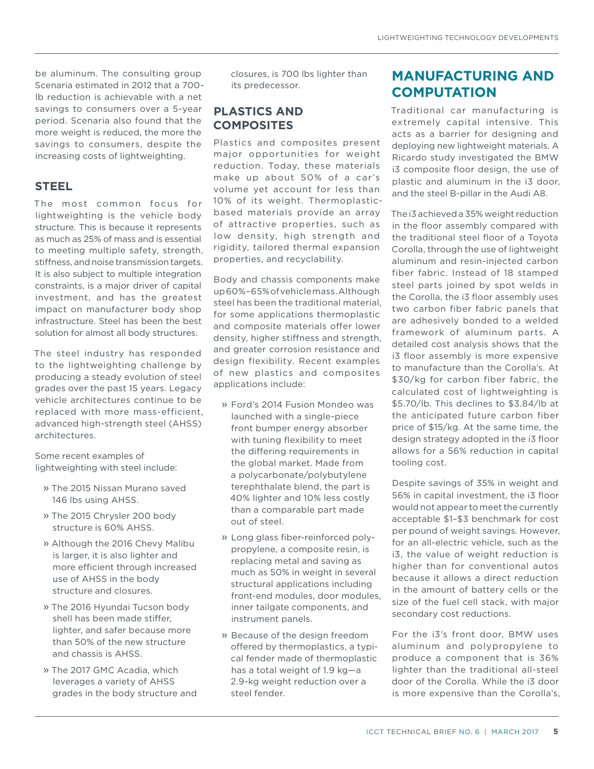be aluminum. The consulting group Scenaria estimated in 2012 that a 700-lb reduction is achievable with a net savings to consumers over a 5-year period. Scenaria also found that the more weight is reduced, the more the savings to consumers, despite the increasing costs of lightweighting.

## STEEL

The most common focus for lightweighting is the vehicle body structure. This is because it represents as much as 25% of mass and is essential to meeting multiple safety, strength, stiffness, and noise transmission targets. It is also subject to multiple integration constraints, is a major driver of capital investment, and has the greatest impact on manufacturer body shop infrastructure. Steel has been the best solution for almost all body structures.

The steel industry has responded to the lightweighting challenge by producing a steady evolution of steel grades over the past 15 years. Legacy vehicle architectures continue to be replaced with more mass-efficient, advanced high-strength steel (AHSS) architectures.

Some recent examples of lightweighting with steel include:

- The 2015 Nissan Murano saved 146 lbs using AHSS.
- The 2015 Chrysler 200 body structure is 60% AHSS.
- Although the 2016 Chevy Malibu is larger, it is also lighter and more efficient through increased use of AHSS in the body structure and closures.
- The 2016 Hyundai Tucson body shell has been made stiffer, lighter, and safer because more than 50% of the new structure and chassis is AHSS.
- The 2017 GMC Acadia, which leverages a variety of AHSS grades in the body structure and closures, is 700 lbs lighter than its predecessor.

## PLASTICS AND COMPOSITES

Plastics and composites present major opportunities for weight reduction. Today, these materials make up about 50% of a car's volume yet account for less than 10% of its weight. Thermoplastic-based materials provide an array of attractive properties, such as low density, high strength and rigidity, tailored thermal expansion properties, and recyclability.

Body and chassis components make up 60%–65% of vehicle mass. Although steel has been the traditional material, for some applications thermoplastic and composite materials offer lower density, higher stiffness and strength, and greater corrosion resistance and design flexibility. Recent examples of new plastics and composites applications include:

- Ford's 2014 Fusion Mondeo was launched with a single-piece front bumper energy absorber with tuning flexibility to meet the differing requirements in the global market. Made from a polycarbonate/polybutylene terephthalate blend, the part is 40% lighter and 10% less costly than a comparable part made out of steel.
- Long glass fiber-reinforced polypropylene, a composite resin, is replacing metal and saving as much as 50% in weight in several structural applications including front-end modules, door modules, inner tailgate components, and instrument panels.
- Because of the design freedom offered by thermoplastics, a typical fender made of thermoplastic has a total weight of 1.9 kg—a 2.9-kg weight reduction over a steel fender.

## MANUFACTURING AND COMPUTATION

Traditional car manufacturing is extremely capital intensive. This acts as a barrier for designing and deploying new lightweight materials. A Ricardo study investigated the BMW i3 composite floor design, the use of plastic and aluminum in the i3 door, and the steel B-pillar in the Audi A8.

The i3 achieved a 35% weight reduction in the floor assembly compared with the traditional steel floor of a Toyota Corolla, through the use of lightweight aluminum and resin-injected carbon fiber fabric. Instead of 18 stamped steel parts joined by spot welds in the Corolla, the i3 floor assembly uses two carbon fiber fabric panels that are adhesively bonded to a welded framework of aluminum parts. A detailed cost analysis shows that the i3 floor assembly is more expensive to manufacture than the Corolla's. At \$30/kg for carbon fiber fabric, the calculated cost of lightweighting is \$5.70/lb. This declines to \$3.84/lb at the anticipated future carbon fiber price of \$15/kg. At the same time, the design strategy adopted in the i3 floor allows for a 56% reduction in capital tooling cost.

Despite savings of 35% in weight and 56% in capital investment, the i3 floor would not appear to meet the currently acceptable \$1–\$3 benchmark for cost per pound of weight savings. However, for an all-electric vehicle, such as the i3, the value of weight reduction is higher than for conventional autos because it allows a direct reduction in the amount of battery cells or the size of the fuel cell stack, with major secondary cost reductions.

For the i3's front door, BMW uses aluminum and polypropylene to produce a component that is 36% lighter than the traditional all-steel door of the Corolla. While the i3 door is more expensive than the Corolla's,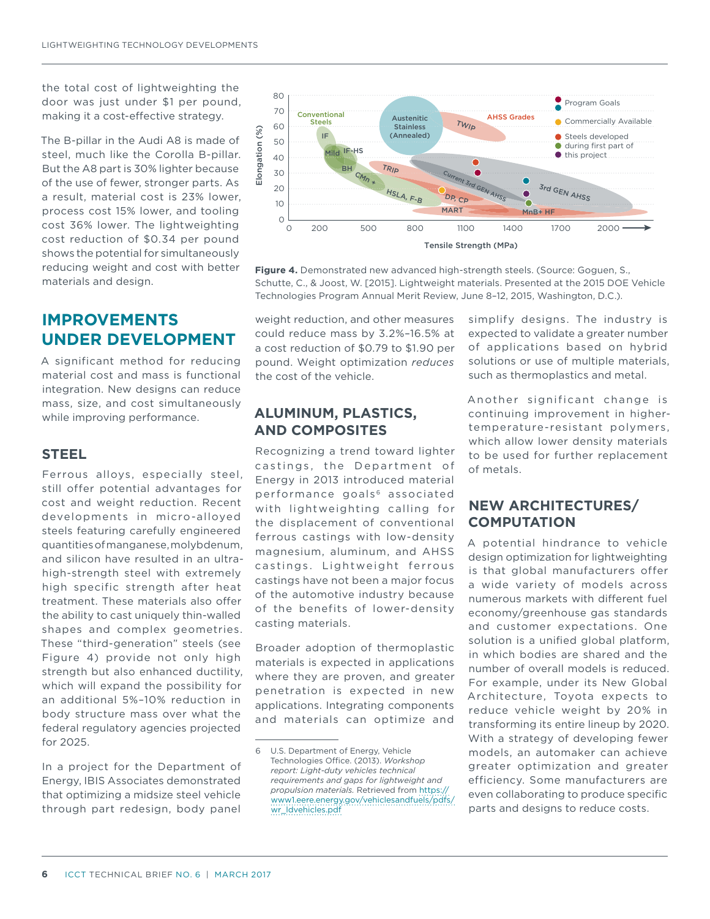the total cost of lightweighting the door was just under $1 per pound, making it a cost-effective strategy.

The B-pillar in the Audi A8 is made of steel, much like the Corolla B-pillar. But the A8 part is 30% lighter because of the use of fewer, stronger parts. As a result, material cost is 23% lower, process cost 15% lower, and tooling cost 36% lower. The lightweighting cost reduction of $0.34 per pound shows the potential for simultaneously reducing weight and cost with better materials and design.

**Figure 4.** Demonstrated new advanced high-strength steels. (Source: Goguen, S., Schutte, C., & Joost, W. [2015]. Lightweight materials. Presented at the 2015 DOE Vehicle Technologies Program Annual Merit Review, June 8–12, 2015, Washington, D.C.).

## IMPROVEMENTS UNDER DEVELOPMENT

A significant method for reducing material cost and mass is functional integration. New designs can reduce mass, size, and cost simultaneously while improving performance.

### STEEL

Ferrous alloys, especially steel, still offer potential advantages for cost and weight reduction. Recent developments in micro-alloyed steels featuring carefully engineered quantities of manganese, molybdenum, and silicon have resulted in an ultra-high-strength steel with extremely high specific strength after heat treatment. These materials also offer the ability to cast uniquely thin-walled shapes and complex geometries. These "third-generation" steels (see Figure 4) provide not only high strength but also enhanced ductility, which will expand the possibility for an additional 5%–10% reduction in body structure mass over what the federal regulatory agencies projected for 2025.

In a project for the Department of Energy, IBIS Associates demonstrated that optimizing a midsize steel vehicle through part redesign, body panel weight reduction, and other measures could reduce mass by 3.2%–16.5% at a cost reduction of $0.79 to $1.90 per pound. Weight optimization *reduces* the cost of the vehicle.

### ALUMINUM, PLASTICS, AND COMPOSITES

Recognizing a trend toward lighter castings, the Department of Energy in 2013 introduced material performance goals[6] associated with lightweighting calling for the displacement of conventional ferrous castings with low-density magnesium, aluminum, and AHSS castings. Lightweight ferrous castings have not been a major focus of the automotive industry because of the benefits of lower-density casting materials.

Broader adoption of thermoplastic materials is expected in applications where they are proven, and greater penetration is expected in new applications. Integrating components and materials can optimize and simplify designs. The industry is expected to validate a greater number of applications based on hybrid solutions or use of multiple materials, such as thermoplastics and metal.

Another significant change is continuing improvement in higher-temperature-resistant polymers, which allow lower density materials to be used for further replacement of metals.

### NEW ARCHITECTURES/ COMPUTATION

A potential hindrance to vehicle design optimization for lightweighting is that global manufacturers offer a wide variety of models across numerous markets with different fuel economy/greenhouse gas standards and customer expectations. One solution is a unified global platform, in which bodies are shared and the number of overall models is reduced. For example, under its New Global Architecture, Toyota expects to reduce vehicle weight by 20% in transforming its entire lineup by 2020. With a strategy of developing fewer models, an automaker can achieve greater optimization and greater efficiency. Some manufacturers are even collaborating to produce specific parts and designs to reduce costs.

---

6 U.S. Department of Energy, Vehicle Technologies Office. (2013). *Workshop report: Light-duty vehicles technical requirements and gaps for lightweight and propulsion materials.* Retrieved from https://www1.eere.energy.gov/vehiclesandfuels/pdfs/wr_ldvehicles.pdf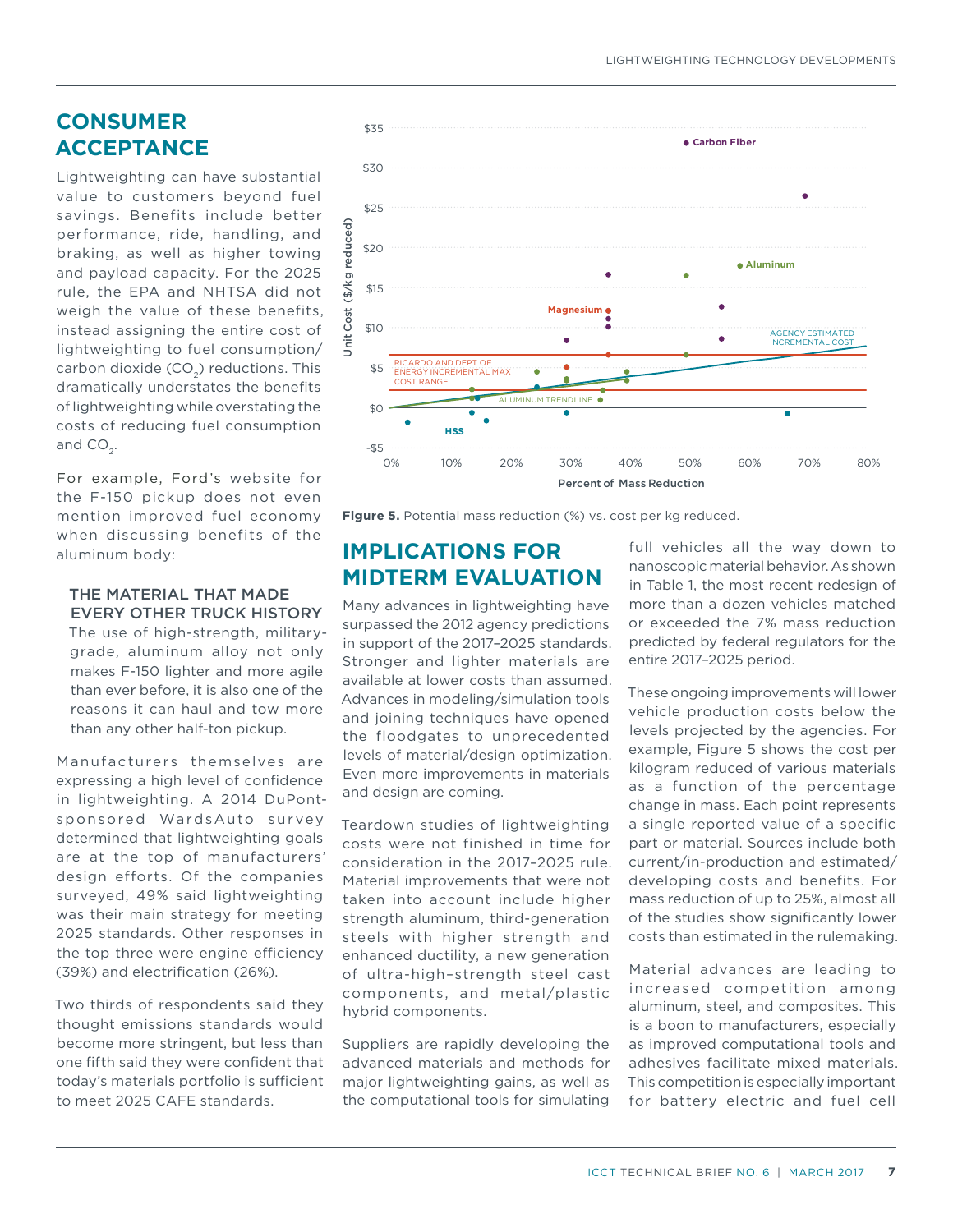## CONSUMER ACCEPTANCE

Lightweighting can have substantial value to customers beyond fuel savings. Benefits include better performance, ride, handling, and braking, as well as higher towing and payload capacity. For the 2025 rule, the EPA and NHTSA did not weigh the value of these benefits, instead assigning the entire cost of lightweighting to fuel consumption/carbon dioxide ($CO_2$) reductions. This dramatically understates the benefits of lightweighting while overstating the costs of reducing fuel consumption and $CO_2$.

For example, Ford's website for the F-150 pickup does not even mention improved fuel economy when discussing benefits of the aluminum body:

> **THE MATERIAL THAT MADE EVERY OTHER TRUCK HISTORY**
> The use of high-strength, military-grade, aluminum alloy not only makes F-150 lighter and more agile than ever before, it is also one of the reasons it can haul and tow more than any other half-ton pickup.

Manufacturers themselves are expressing a high level of confidence in lightweighting. A 2014 DuPont-sponsored WardsAuto survey determined that lightweighting goals are at the top of manufacturers' design efforts. Of the companies surveyed, 49% said lightweighting was their main strategy for meeting 2025 standards. Other responses in the top three were engine efficiency (39%) and electrification (26%).

Two thirds of respondents said they thought emissions standards would become more stringent, but less than one fifth said they were confident that today's materials portfolio is sufficient to meet 2025 CAFE standards.

**Figure 5.** Potential mass reduction (%) vs. cost per kg reduced.

## IMPLICATIONS FOR MIDTERM EVALUATION

Many advances in lightweighting have surpassed the 2012 agency predictions in support of the 2017–2025 standards. Stronger and lighter materials are available at lower costs than assumed. Advances in modeling/simulation tools and joining techniques have opened the floodgates to unprecedented levels of material/design optimization. Even more improvements in materials and design are coming.

Teardown studies of lightweighting costs were not finished in time for consideration in the 2017–2025 rule. Material improvements that were not taken into account include higher strength aluminum, third-generation steels with higher strength and enhanced ductility, a new generation of ultra-high–strength steel cast components, and metal/plastic hybrid components.

Suppliers are rapidly developing the advanced materials and methods for major lightweighting gains, as well as the computational tools for simulating full vehicles all the way down to nanoscopic material behavior. As shown in Table 1, the most recent redesign of more than a dozen vehicles matched or exceeded the 7% mass reduction predicted by federal regulators for the entire 2017–2025 period.

These ongoing improvements will lower vehicle production costs below the levels projected by the agencies. For example, Figure 5 shows the cost per kilogram reduced of various materials as a function of the percentage change in mass. Each point represents a single reported value of a specific part or material. Sources include both current/in-production and estimated/developing costs and benefits. For mass reduction of up to 25%, almost all of the studies show significantly lower costs than estimated in the rulemaking.

Material advances are leading to increased competition among aluminum, steel, and composites. This is a boon to manufacturers, especially as improved computational tools and adhesives facilitate mixed materials. This competition is especially important for battery electric and fuel cell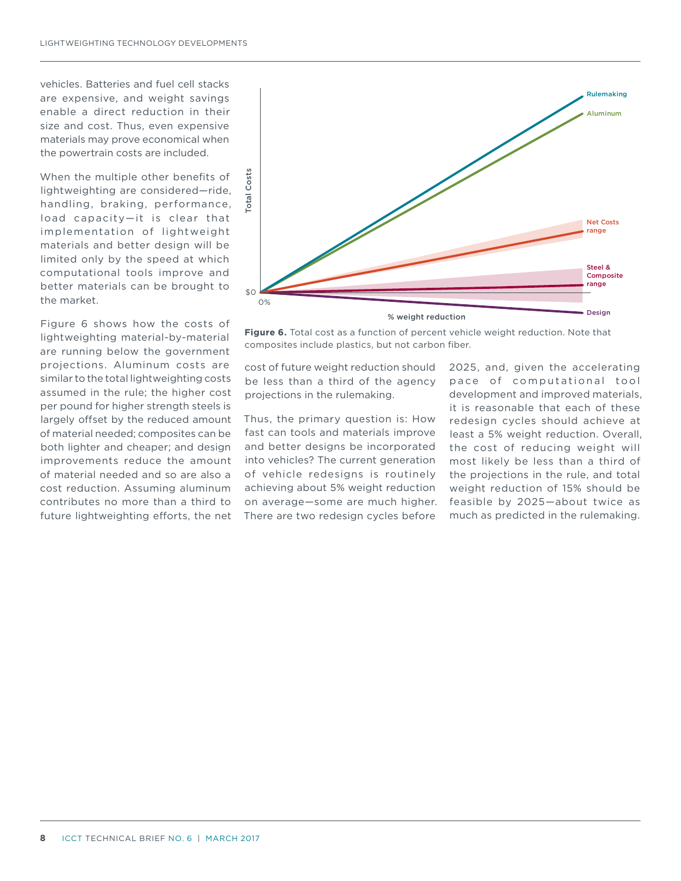vehicles. Batteries and fuel cell stacks are expensive, and weight savings enable a direct reduction in their size and cost. Thus, even expensive materials may prove economical when the powertrain costs are included.

When the multiple other benefits of lightweighting are considered—ride, handling, braking, performance, load capacity—it is clear that implementation of lightweight materials and better design will be limited only by the speed at which computational tools improve and better materials can be brought to the market.

Figure 6 shows how the costs of lightweighting material-by-material are running below the government projections. Aluminum costs are similar to the total lightweighting costs assumed in the rule; the higher cost per pound for higher strength steels is largely offset by the reduced amount of material needed; composites can be both lighter and cheaper; and design improvements reduce the amount of material needed and so are also a cost reduction. Assuming aluminum contributes no more than a third to future lightweighting efforts, the net cost of future weight reduction should be less than a third of the agency projections in the rulemaking.

Total Costs

$0

0%

% weight reduction

Rulemaking

Aluminum

Net Costs range

Steel & Composite range

Design

**Figure 6.** Total cost as a function of percent vehicle weight reduction. Note that composites include plastics, but not carbon fiber.

Thus, the primary question is: How fast can tools and materials improve and better designs be incorporated into vehicles? The current generation of vehicle redesigns is routinely achieving about 5% weight reduction on average—some are much higher. There are two redesign cycles before 2025, and, given the accelerating pace of computational tool development and improved materials, it is reasonable that each of these redesign cycles should achieve at least a 5% weight reduction. Overall, the cost of reducing weight will most likely be less than a third of the projections in the rule, and total weight reduction of 15% should be feasible by 2025—about twice as much as predicted in the rulemaking.